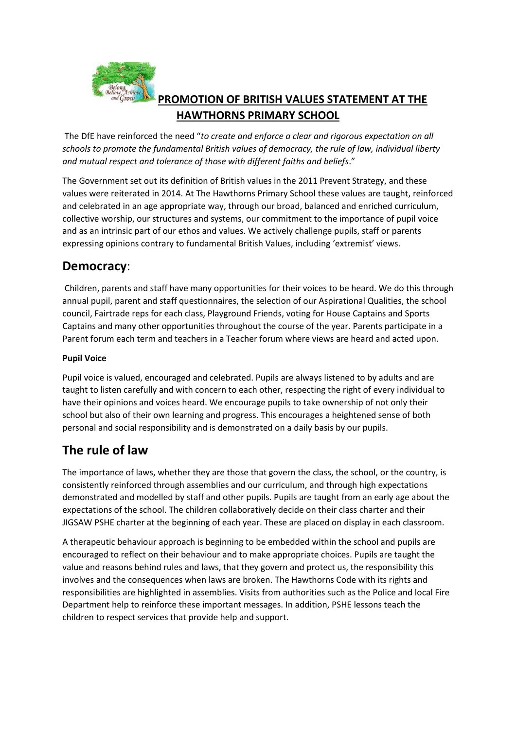# PROMOTION OF BRITISH VALUES STATEMENT AT THE HAWTHORNS PRIMARY SCHOOL

The DfE have reinforced the need "*to create and enforce a clear and rigorous expectation on all schools to promote the fundamental British values of democracy, the rule of law, individual liberty and mutual respect and tolerance of those with different faiths and beliefs*."

The Government set out its definition of British values in the 2011 Prevent Strategy, and these values were reiterated in 2014. At The Hawthorns Primary School these values are taught, reinforced and celebrated in an age appropriate way, through our broad, balanced and enriched curriculum, collective worship, our structures and systems, our commitment to the importance of pupil voice and as an intrinsic part of our ethos and values. We actively challenge pupils, staff or parents expressing opinions contrary to fundamental British Values, including 'extremist' views.

## Democracy:

Children, parents and staff have many opportunities for their voices to be heard. We do this through annual pupil, parent and staff questionnaires, the selection of our Aspirational Qualities, the school council, Fairtrade reps for each class, Playground Friends, voting for House Captains and Sports Captains and many other opportunities throughout the course of the year. Parents participate in a Parent forum each term and teachers in a Teacher forum where views are heard and acted upon.

**Pupil Voice**

Pupil voice is valued, encouraged and celebrated. Pupils are always listened to by adults and are taught to listen carefully and with concern to each other, respecting the right of every individual to have their opinions and voices heard. We encourage pupils to take ownership of not only their school but also of their own learning and progress. This encourages a heightened sense of both personal and social responsibility and is demonstrated on a daily basis by our pupils.

## The rule of law

The importance of laws, whether they are those that govern the class, the school, or the country, is consistently reinforced through assemblies and our curriculum, and through high expectations demonstrated and modelled by staff and other pupils. Pupils are taught from an early age about the expectations of the school. The children collaboratively decide on their class charter and their JIGSAW PSHE charter at the beginning of each year. These are placed on display in each classroom.

A therapeutic behaviour approach is beginning to be embedded within the school and pupils are encouraged to reflect on their behaviour and to make appropriate choices. Pupils are taught the value and reasons behind rules and laws, that they govern and protect us, the responsibility this involves and the consequences when laws are broken. The Hawthorns Code with its rights and responsibilities are highlighted in assemblies. Visits from authorities such as the Police and local Fire Department help to reinforce these important messages. In addition, PSHE lessons teach the children to respect services that provide help and support.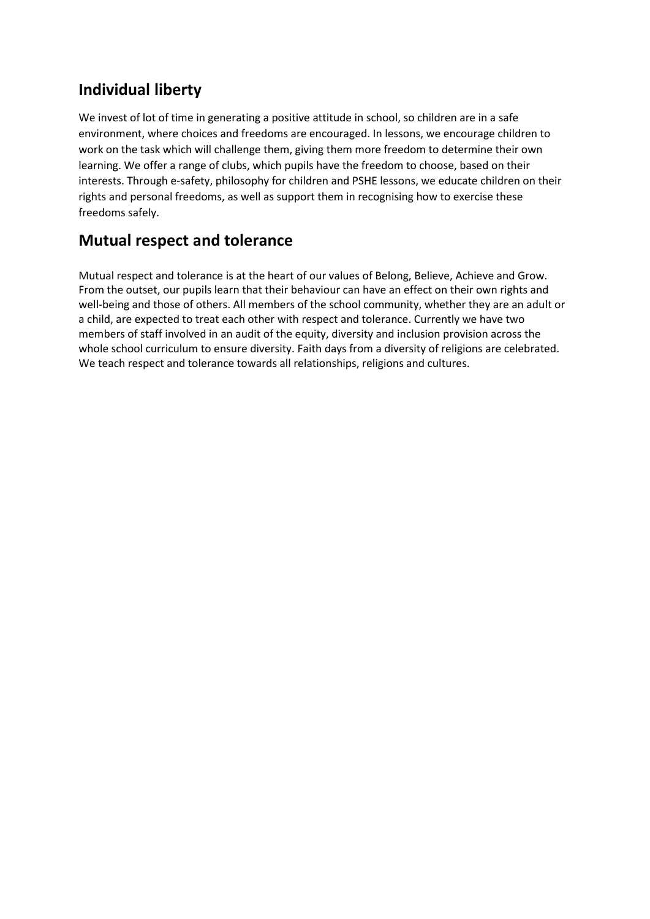## Individual liberty

We invest of lot of time in generating a positive attitude in school, so children are in a safe environment, where choices and freedoms are encouraged. In lessons, we encourage children to work on the task which will challenge them, giving them more freedom to determine their own learning. We offer a range of clubs, which pupils have the freedom to choose, based on their interests. Through e-safety, philosophy for children and PSHE lessons, we educate children on their rights and personal freedoms, as well as support them in recognising how to exercise these freedoms safely.

## Mutual respect and tolerance

Mutual respect and tolerance is at the heart of our values of Belong, Believe, Achieve and Grow. From the outset, our pupils learn that their behaviour can have an effect on their own rights and well-being and those of others. All members of the school community, whether they are an adult or a child, are expected to treat each other with respect and tolerance. Currently we have two members of staff involved in an audit of the equity, diversity and inclusion provision across the whole school curriculum to ensure diversity. Faith days from a diversity of religions are celebrated. We teach respect and tolerance towards all relationships, religions and cultures.